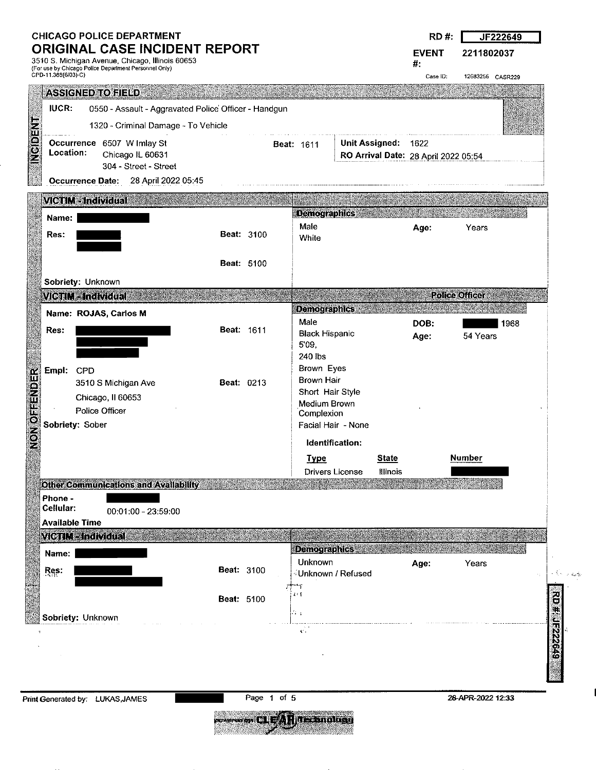# CHICAGO POLICE DEPARTMENT

## ORIGINAL CASE INCIDENT REPORT

3510 S. Michigan Avenue, Chicago, Illinois 60653
(For use by Chicago Police Department Personnel Only)
CPD-11.388(6/03)-C)

**RD #:** JF222649

**EVENT #:** 2211802037

Case ID: 12683256 CASR229

## INCIDENT

### ASSIGNED TO FIELD

**IUCR:** 0550 - Assault - Aggravated Police Officer - Handgun
1320 - Criminal Damage - To Vehicle

**Occurrence Location:** 6507 W Imlay St
Chicago IL 60631
304 - Street - Street

**Beat:** 1611

**Unit Assigned:** 1622

**RO Arrival Date:** 28 April 2022 05:54

**Occurrence Date:** 28 April 2022 05:45

## NON OFFENDER

### VICTIM - Individual

**Name:** [REDACTED]

**Res:** [REDACTED]
[REDACTED]

**Beat:** 3100

**Beat:** 5100

**Sobriety:** Unknown

**Demographics**

Male
White

**Age:** Years

### VICTIM - Individual

Police Officer

**Name:** ROJAS, Carlos M

**Res:** [REDACTED]
[REDACTED]
[REDACTED]

**Beat:** 1611

**Empl:** CPD
3510 S Michigan Ave
Chicago, Il 60653
Police Officer

**Beat:** 0213

**Sobriety:** Sober

**Demographics**

Male
Black Hispanic
5'09,
240 lbs
Brown Eyes
Brown Hair
Short Hair Style
Medium Brown Complexion
Facial Hair - None

**DOB:** [REDACTED] 1968

**Age:** 54 Years

**Identification:**

| Type | State | Number |
| --- | --- | --- |
| Drivers License | Illinois | [REDACTED] |

### Other Communications and Availability

**Phone - Cellular:** [REDACTED]
00:01:00 - 23:59:00

**Available Time**

### VICTIM - Individual

**Name:** [REDACTED]

**Res:** [REDACTED]
[REDACTED]

**Beat:** 3100

**Beat:** 5100

**Sobriety:** Unknown

**Demographics**

Unknown
Unknown / Refused

**Age:** Years

RD #: JF222649

Print Generated by: LUKAS,JAMES [REDACTED]

28-APR-2022 12:33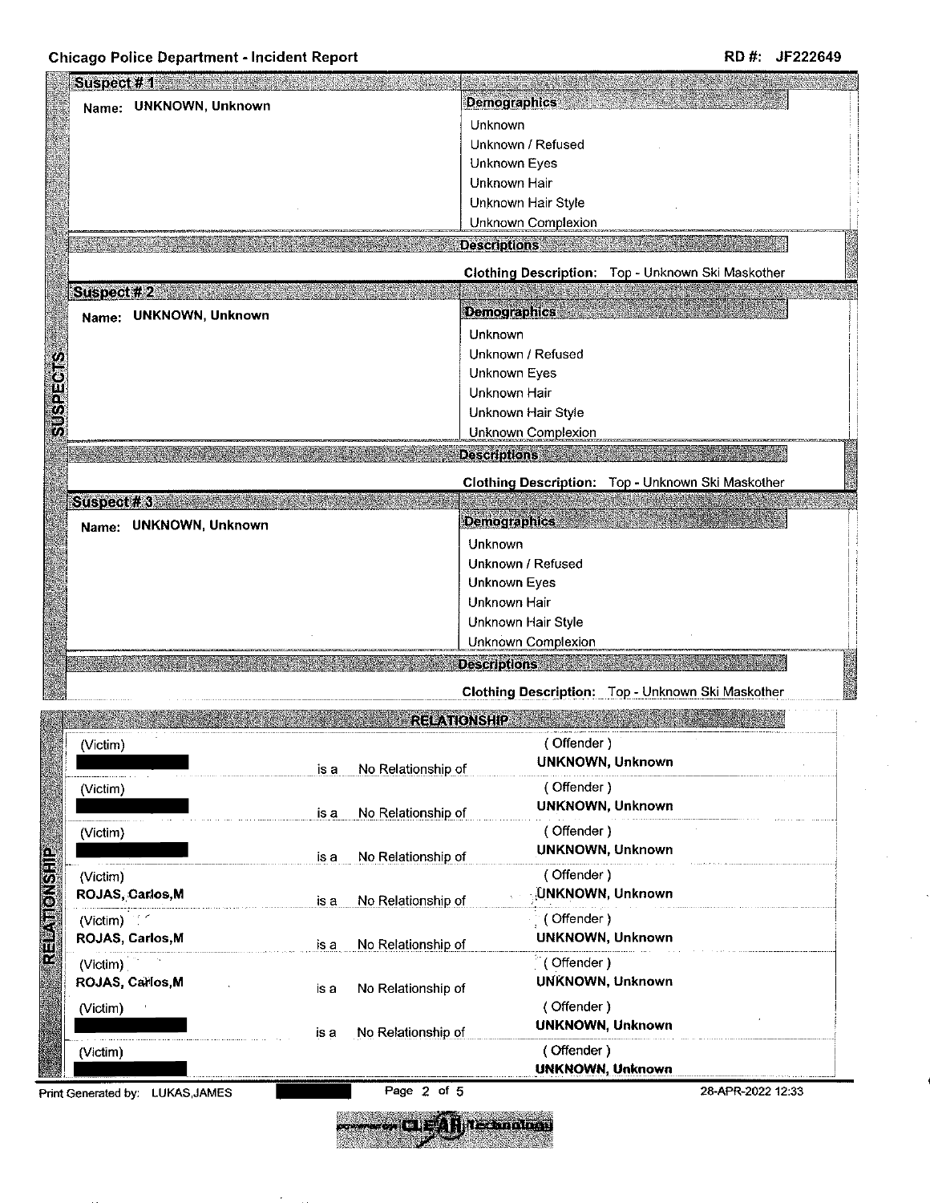## SUSPECTS

### Suspect # 1

**Name:** UNKNOWN, Unknown

**Demographics**

Unknown
Unknown / Refused
Unknown Eyes
Unknown Hair
Unknown Hair Style
Unknown Complexion

**Descriptions**

**Clothing Description:** Top - Unknown Ski Maskother

### Suspect # 2

**Name:** UNKNOWN, Unknown

**Demographics**

Unknown
Unknown / Refused
Unknown Eyes
Unknown Hair
Unknown Hair Style
Unknown Complexion

**Descriptions**

**Clothing Description:** Top - Unknown Ski Maskother

### Suspect # 3

**Name:** UNKNOWN, Unknown

**Demographics**

Unknown
Unknown / Refused
Unknown Eyes
Unknown Hair
Unknown Hair Style
Unknown Complexion

**Descriptions**

**Clothing Description:** Top - Unknown Ski Maskother

## RELATIONSHIP

| (Victim) | | | (Offender) |
|---|---|---|---|
| [REDACTED] | is a | No Relationship of | **UNKNOWN, Unknown** |
| [REDACTED] | is a | No Relationship of | **UNKNOWN, Unknown** |
| [REDACTED] | is a | No Relationship of | **UNKNOWN, Unknown** |
| **ROJAS, Carlos,M** | is a | No Relationship of | **UNKNOWN, Unknown** |
| **ROJAS, Carlos,M** | is a | No Relationship of | **UNKNOWN, Unknown** |
| **ROJAS, Carlos,M** | is a | No Relationship of | **UNKNOWN, Unknown** |
| [REDACTED] | is a | No Relationship of | **UNKNOWN, Unknown** |
| [REDACTED] | | | **UNKNOWN, Unknown** |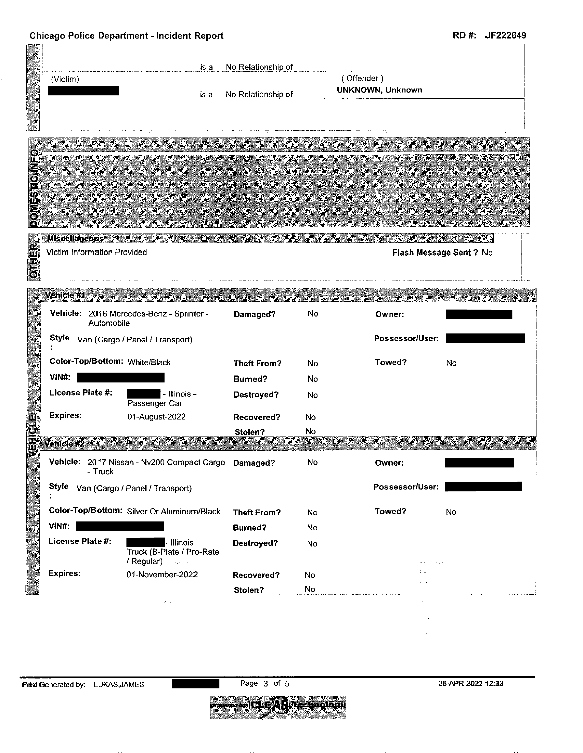| | is a | No Relationship of | |
|---|---|---|---|
| (Victim) | | | ( Offender ) |
| [REDACTED] | is a | No Relationship of | **UNKNOWN, Unknown** |

## DOMESTIC INFO

## OTHER

**Miscellaneous**

Victim Information Provided

**Flash Message Sent ?** No

## VEHICLE

### Vehicle #1

| | | | | | |
|---|---|---|---|---|---|
| **Vehicle:** | 2016 Mercedes-Benz - Sprinter - Automobile | **Damaged?** | No | **Owner:** | [REDACTED] |
| **Style:** | Van (Cargo / Panel / Transport) | | | **Possessor/User:** | [REDACTED] |
| **Color-Top/Bottom:** | White/Black | **Theft From?** | No | **Towed?** | No |
| **VIN#:** | [REDACTED] | **Burned?** | No | | |
| **License Plate #:** | [REDACTED] - Illinois - Passenger Car | **Destroyed?** | No | | |
| **Expires:** | 01-August-2022 | **Recovered?** | No | | |
| | | **Stolen?** | No | | |

### Vehicle #2

| | | | | | |
|---|---|---|---|---|---|
| **Vehicle:** | 2017 Nissan - Nv200 Compact Cargo - Truck | **Damaged?** | No | **Owner:** | [REDACTED] |
| **Style:** | Van (Cargo / Panel / Transport) | | | **Possessor/User:** | [REDACTED] |
| **Color-Top/Bottom:** | Silver Or Aluminum/Black | **Theft From?** | No | **Towed?** | No |
| **VIN#:** | [REDACTED] | **Burned?** | No | | |
| **License Plate #:** | [REDACTED] - Illinois - Truck (B-Plate / Pro-Rate / Regular) | **Destroyed?** | No | | |
| **Expires:** | 01-November-2022 | **Recovered?** | No | | |
| | | **Stolen?** | No | | |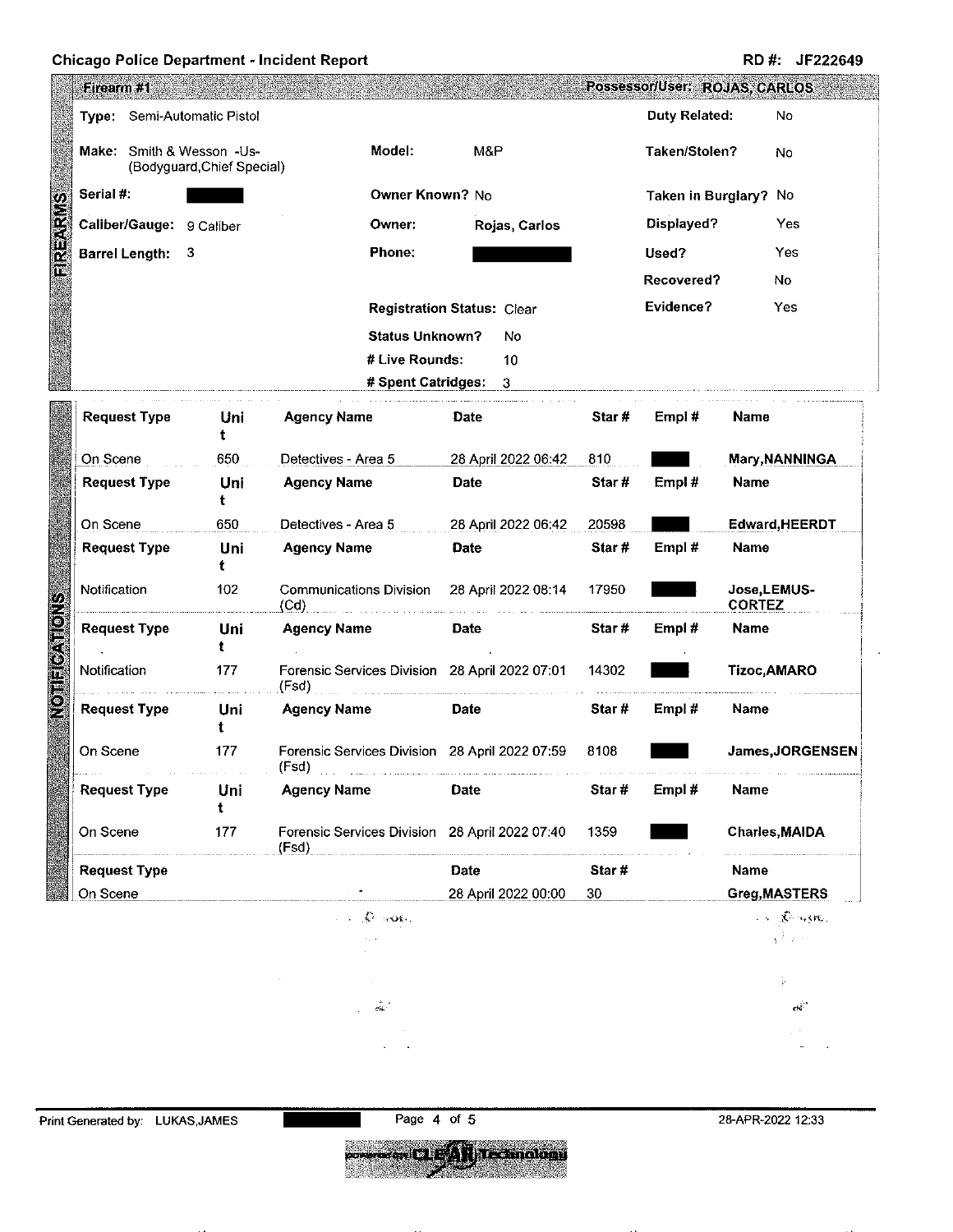## Chicago Police Department - Incident Report

**RD #: JF222649**

### FIREARMS

**Firearm #1** — **Possessor/User: ROJAS, CARLOS**

| | | | | | |
|---|---|---|---|---|---|
| **Type:** | Semi-Automatic Pistol | | | **Duty Related:** | No |
| **Make:** | Smith & Wesson -Us- (Bodyguard,Chief Special) | **Model:** | M&P | **Taken/Stolen?** | No |
| **Serial #:** | [REDACTED] | **Owner Known?** | No | **Taken in Burglary?** | No |
| **Caliber/Gauge:** | 9 Caliber | **Owner:** | Rojas, Carlos | **Displayed?** | Yes |
| **Barrel Length:** | 3 | **Phone:** | [REDACTED] | **Used?** | Yes |
| | | | | **Recovered?** | No |
| | | **Registration Status:** | Clear | **Evidence?** | Yes |
| | | **Status Unknown?** | No | | |
| | | **# Live Rounds:** | 10 | | |
| | | **# Spent Catridges:** | 3 | | |

### NOTIFICATIONS

| Request Type | Unit | Agency Name | Date | Star # | Empl # | Name |
|---|---|---|---|---|---|---|
| On Scene | 650 | Detectives - Area 5 | 28 April 2022 06:42 | 810 | [REDACTED] | Mary,NANNINGA |
| On Scene | 650 | Detectives - Area 5 | 28 April 2022 06:42 | 20598 | [REDACTED] | Edward,HEERDT |
| Notification | 102 | Communications Division (Cd) | 28 April 2022 08:14 | 17950 | [REDACTED] | Jose,LEMUS-CORTEZ |
| Notification | 177 | Forensic Services Division (Fsd) | 28 April 2022 07:01 | 14302 | [REDACTED] | Tizoc,AMARO |
| On Scene | 177 | Forensic Services Division (Fsd) | 28 April 2022 07:59 | 8108 | [REDACTED] | James,JORGENSEN |
| On Scene | 177 | Forensic Services Division (Fsd) | 28 April 2022 07:40 | 1359 | [REDACTED] | Charles,MAIDA |
| On Scene | | | 28 April 2022 00:00 | 30 | | Greg,MASTERS |

Print Generated by: LUKAS,JAMES [REDACTED] — 28-APR-2022 12:33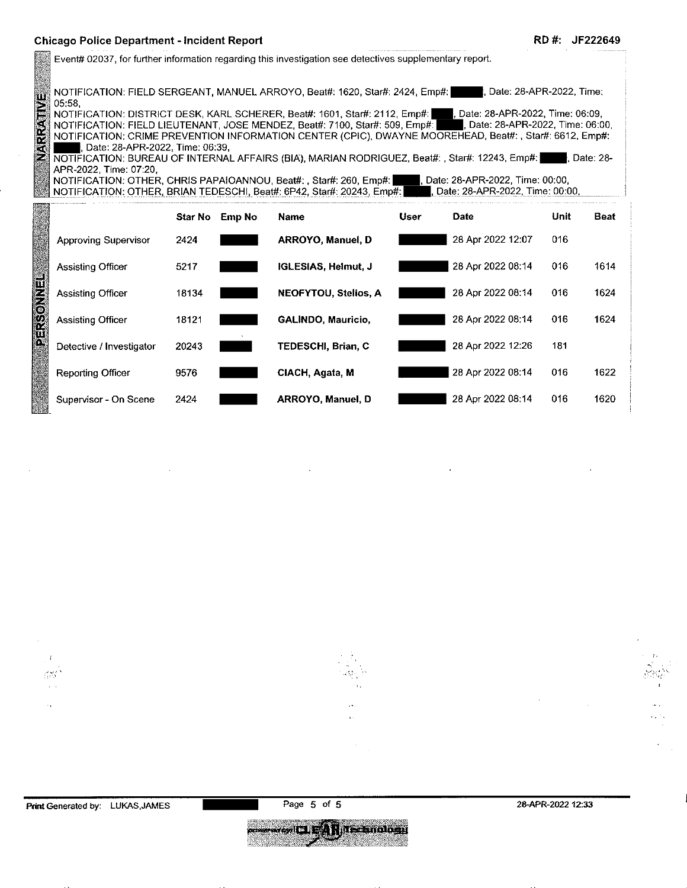## Chicago Police Department - Incident Report

**RD #: JF222649**

**NARRATIVE**

Event# 02037, for further information regarding this investigation see detectives supplementary report.

NOTIFICATION: FIELD SERGEANT, MANUEL ARROYO, Beat#: 1620, Star#: 2424, Emp#: ██████, Date: 28-APR-2022, Time: 05:58,
NOTIFICATION: DISTRICT DESK, KARL SCHERER, Beat#: 1601, Star#: 2112, Emp#: ████, Date: 28-APR-2022, Time: 06:09,
NOTIFICATION: FIELD LIEUTENANT, JOSE MENDEZ, Beat#: 7100, Star#: 509, Emp#: ████, Date: 28-APR-2022, Time: 06:00,
NOTIFICATION: CRIME PREVENTION INFORMATION CENTER (CPIC), DWAYNE MOOREHEAD, Beat#: , Star#: 6612, Emp#: ████, Date: 28-APR-2022, Time: 06:39,
NOTIFICATION: BUREAU OF INTERNAL AFFAIRS (BIA), MARIAN RODRIGUEZ, Beat#: , Star#: 12243, Emp#: ████, Date: 28-APR-2022, Time: 07:20,
NOTIFICATION: OTHER, CHRIS PAPAIOANNOU, Beat#: , Star#: 260, Emp#: ████, Date: 28-APR-2022, Time: 00:00,
NOTIFICATION: OTHER, BRIAN TEDESCHI, Beat#: 6P42, Star#: 20243, Emp#: ████, Date: 28-APR-2022, Time: 00:00,

**PERSONNEL**

| | Star No | Emp No | Name | User | Date | Unit | Beat |
|---|---|---|---|---|---|---|---|
| Approving Supervisor | 2424 | ████ | **ARROYO, Manuel, D** | ████ | 28 Apr 2022 12:07 | 016 | |
| Assisting Officer | 5217 | ████ | **IGLESIAS, Helmut, J** | ████ | 28 Apr 2022 08:14 | 016 | 1614 |
| Assisting Officer | 18134 | ████ | **NEOFYTOU, Stelios, A** | ████ | 28 Apr 2022 08:14 | 016 | 1624 |
| Assisting Officer | 18121 | ████ | **GALINDO, Mauricio,** | ████ | 28 Apr 2022 08:14 | 016 | 1624 |
| Detective / Investigator | 20243 | ████ | **TEDESCHI, Brian, C** | ████ | 28 Apr 2022 12:26 | 181 | |
| Reporting Officer | 9576 | ████ | **CIACH, Agata, M** | ████ | 28 Apr 2022 08:14 | 016 | 1622 |
| Supervisor - On Scene | 2424 | ████ | **ARROYO, Manuel, D** | ████ | 28 Apr 2022 08:14 | 016 | 1620 |

Print Generated by: LUKAS,JAMES ████ 28-APR-2022 12:33